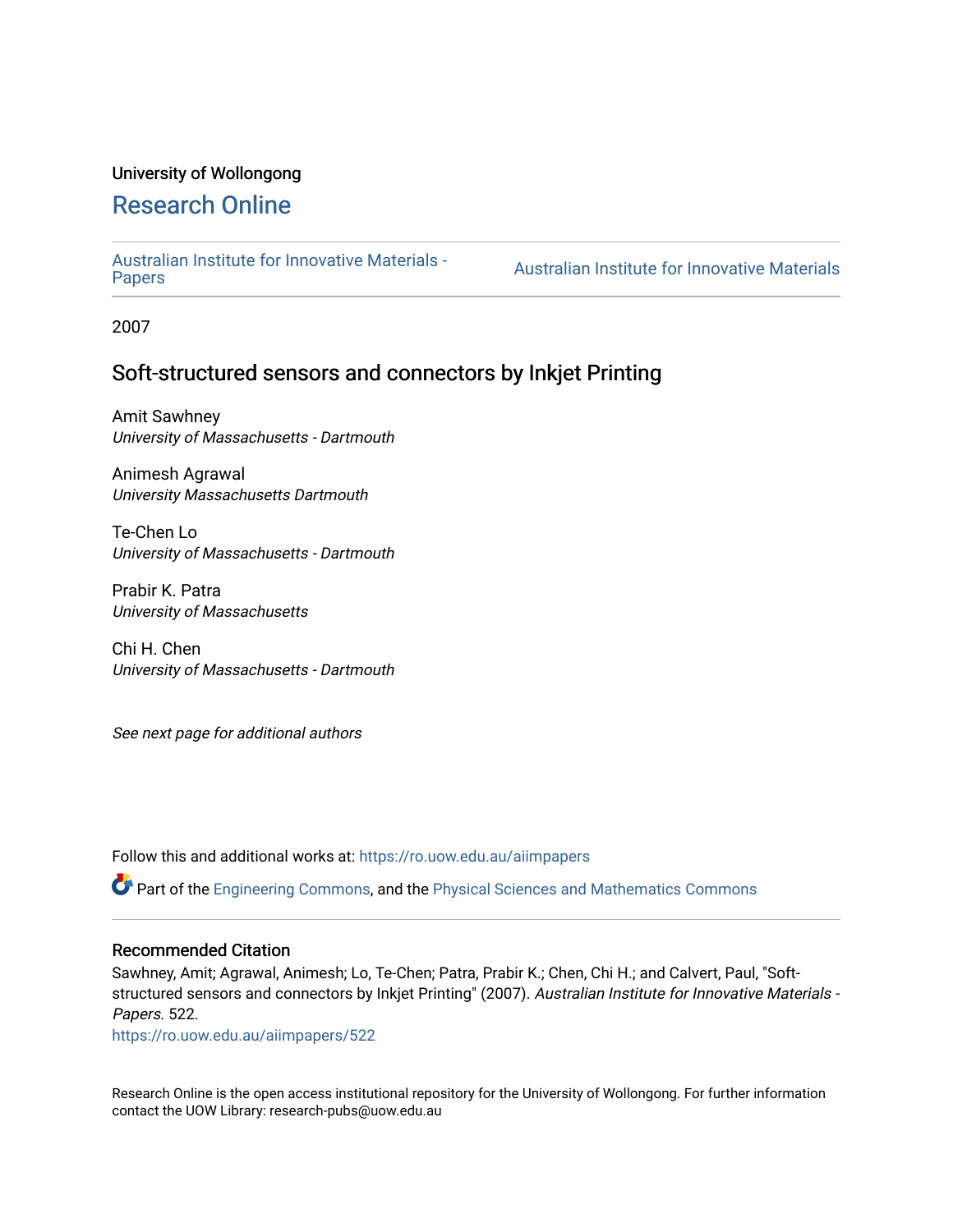University of Wollongong

# Research Online

Australian Institute for Innovative Materials - Papers | Australian Institute for Innovative Materials

2007

## Soft-structured sensors and connectors by Inkjet Printing

Amit Sawhney
*University of Massachusetts - Dartmouth*

Animesh Agrawal
*University Massachusetts Dartmouth*

Te-Chen Lo
*University of Massachusetts - Dartmouth*

Prabir K. Patra
*University of Massachusetts*

Chi H. Chen
*University of Massachusetts - Dartmouth*

*See next page for additional authors*

Follow this and additional works at: https://ro.uow.edu.au/aiimpapers

Part of the Engineering Commons, and the Physical Sciences and Mathematics Commons

### Recommended Citation

Sawhney, Amit; Agrawal, Animesh; Lo, Te-Chen; Patra, Prabir K.; Chen, Chi H.; and Calvert, Paul, "Soft-structured sensors and connectors by Inkjet Printing" (2007). *Australian Institute for Innovative Materials - Papers.* 522.
https://ro.uow.edu.au/aiimpapers/522

Research Online is the open access institutional repository for the University of Wollongong. For further information contact the UOW Library: research-pubs@uow.edu.au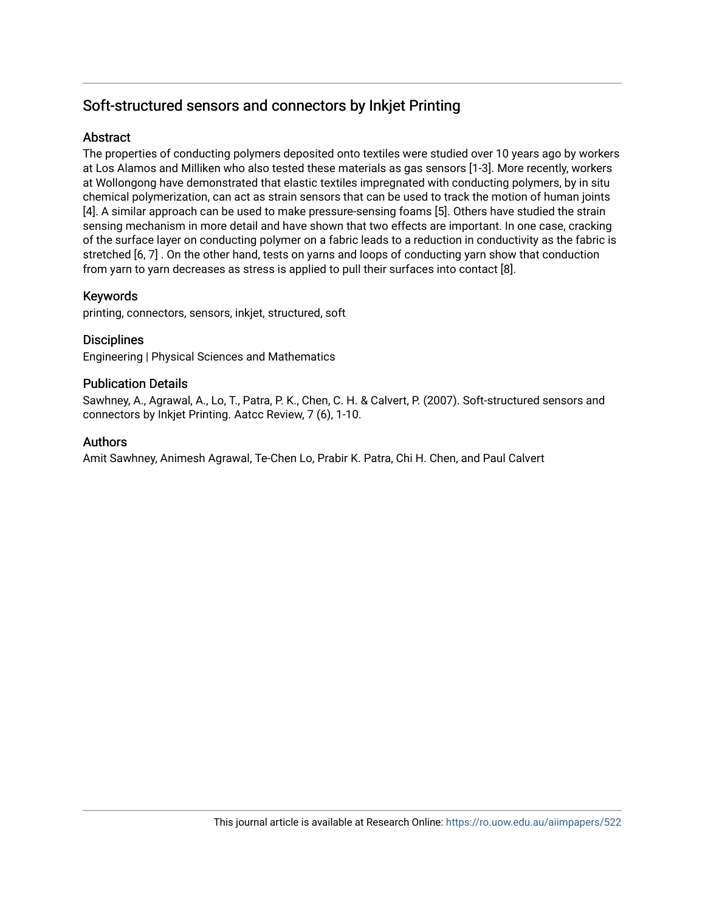## Soft-structured sensors and connectors by Inkjet Printing

### Abstract

The properties of conducting polymers deposited onto textiles were studied over 10 years ago by workers at Los Alamos and Milliken who also tested these materials as gas sensors [1-3]. More recently, workers at Wollongong have demonstrated that elastic textiles impregnated with conducting polymers, by in situ chemical polymerization, can act as strain sensors that can be used to track the motion of human joints [4]. A similar approach can be used to make pressure-sensing foams [5]. Others have studied the strain sensing mechanism in more detail and have shown that two effects are important. In one case, cracking of the surface layer on conducting polymer on a fabric leads to a reduction in conductivity as the fabric is stretched [6, 7] . On the other hand, tests on yarns and loops of conducting yarn show that conduction from yarn to yarn decreases as stress is applied to pull their surfaces into contact [8].

### Keywords

printing, connectors, sensors, inkjet, structured, soft

### Disciplines

Engineering | Physical Sciences and Mathematics

### Publication Details

Sawhney, A., Agrawal, A., Lo, T., Patra, P. K., Chen, C. H. & Calvert, P. (2007). Soft-structured sensors and connectors by Inkjet Printing. Aatcc Review, 7 (6), 1-10.

### Authors

Amit Sawhney, Animesh Agrawal, Te-Chen Lo, Prabir K. Patra, Chi H. Chen, and Paul Calvert

This journal article is available at Research Online: https://ro.uow.edu.au/aiimpapers/522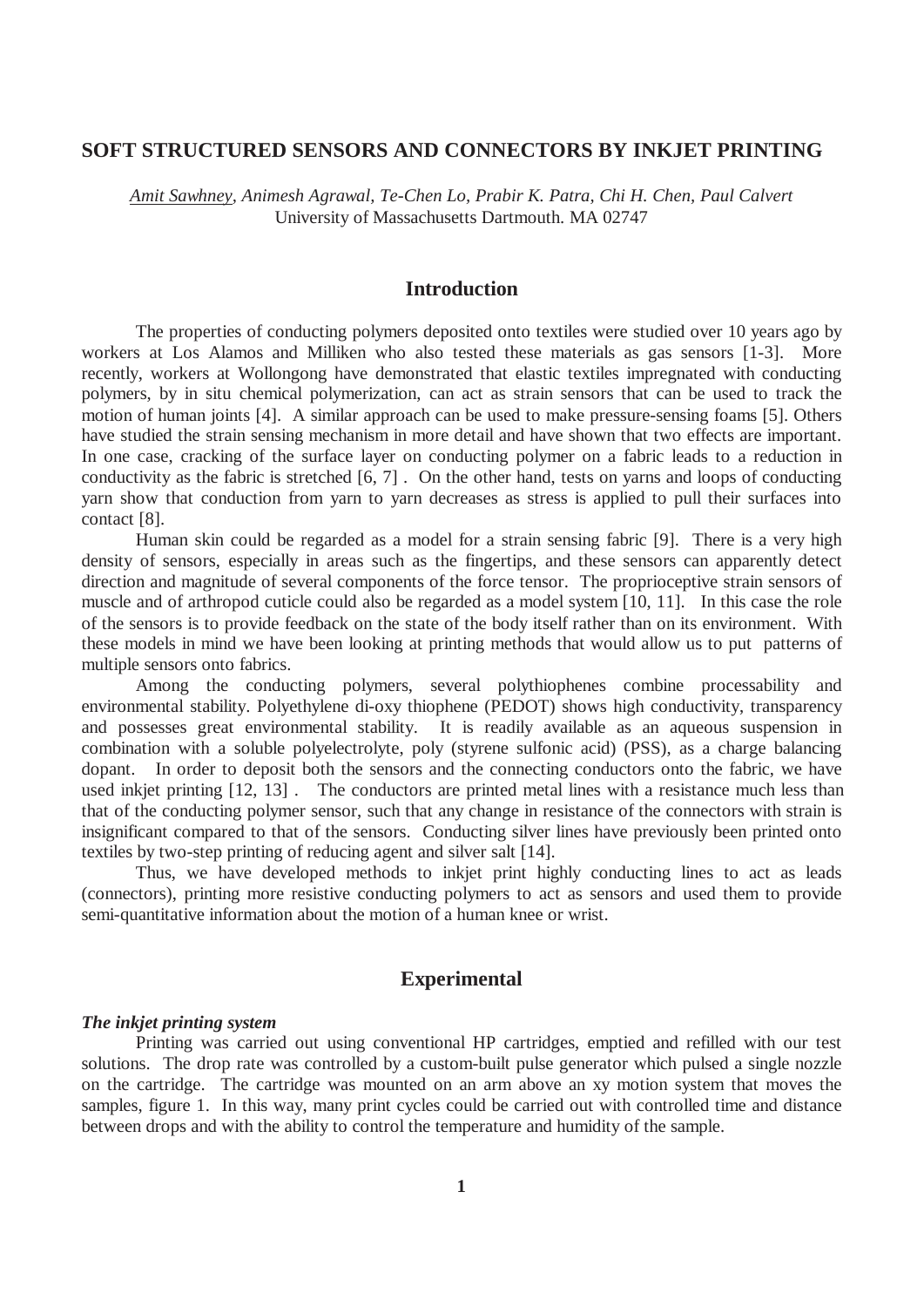## SOFT STRUCTURED SENSORS AND CONNECTORS BY INKJET PRINTING

Amit Sawhney, Animesh Agrawal, Te-Chen Lo, Prabir K. Patra, Chi H. Chen, Paul Calvert
University of Massachusetts Dartmouth. MA 02747

## Introduction

The properties of conducting polymers deposited onto textiles were studied over 10 years ago by workers at Los Alamos and Milliken who also tested these materials as gas sensors [1-3]. More recently, workers at Wollongong have demonstrated that elastic textiles impregnated with conducting polymers, by in situ chemical polymerization, can act as strain sensors that can be used to track the motion of human joints [4]. A similar approach can be used to make pressure-sensing foams [5]. Others have studied the strain sensing mechanism in more detail and have shown that two effects are important. In one case, cracking of the surface layer on conducting polymer on a fabric leads to a reduction in conductivity as the fabric is stretched [6, 7] . On the other hand, tests on yarns and loops of conducting yarn show that conduction from yarn to yarn decreases as stress is applied to pull their surfaces into contact [8].

Human skin could be regarded as a model for a strain sensing fabric [9]. There is a very high density of sensors, especially in areas such as the fingertips, and these sensors can apparently detect direction and magnitude of several components of the force tensor. The proprioceptive strain sensors of muscle and of arthropod cuticle could also be regarded as a model system [10, 11]. In this case the role of the sensors is to provide feedback on the state of the body itself rather than on its environment. With these models in mind we have been looking at printing methods that would allow us to put patterns of multiple sensors onto fabrics.

Among the conducting polymers, several polythiophenes combine processability and environmental stability. Polyethylene di-oxy thiophene (PEDOT) shows high conductivity, transparency and possesses great environmental stability. It is readily available as an aqueous suspension in combination with a soluble polyelectrolyte, poly (styrene sulfonic acid) (PSS), as a charge balancing dopant. In order to deposit both the sensors and the connecting conductors onto the fabric, we have used inkjet printing [12, 13] . The conductors are printed metal lines with a resistance much less than that of the conducting polymer sensor, such that any change in resistance of the connectors with strain is insignificant compared to that of the sensors. Conducting silver lines have previously been printed onto textiles by two-step printing of reducing agent and silver salt [14].

Thus, we have developed methods to inkjet print highly conducting lines to act as leads (connectors), printing more resistive conducting polymers to act as sensors and used them to provide semi-quantitative information about the motion of a human knee or wrist.

## Experimental

### *The inkjet printing system*

Printing was carried out using conventional HP cartridges, emptied and refilled with our test solutions. The drop rate was controlled by a custom-built pulse generator which pulsed a single nozzle on the cartridge. The cartridge was mounted on an arm above an xy motion system that moves the samples, figure 1. In this way, many print cycles could be carried out with controlled time and distance between drops and with the ability to control the temperature and humidity of the sample.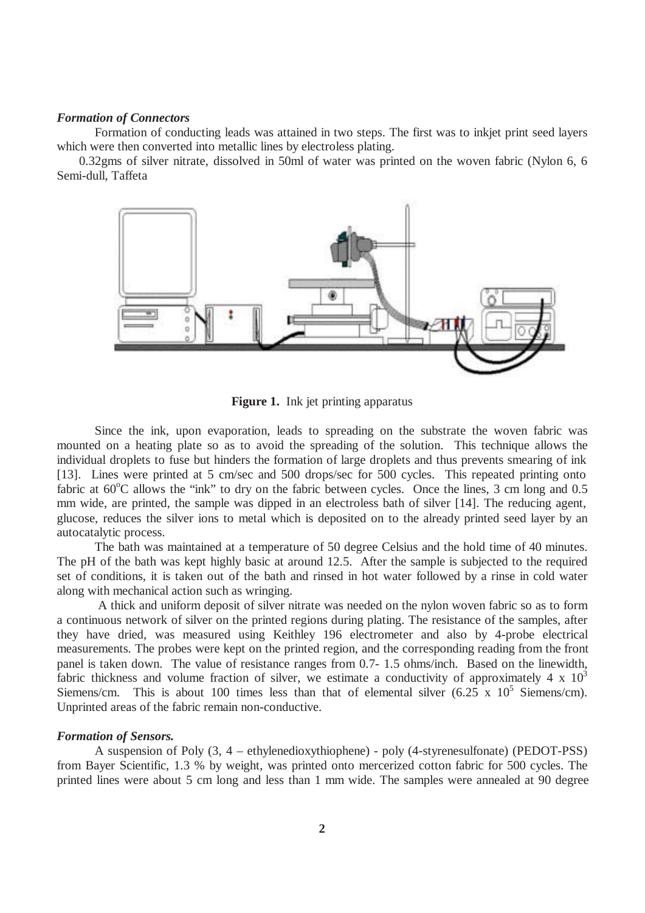***Formation of Connectors***

Formation of conducting leads was attained in two steps. The first was to inkjet print seed layers which were then converted into metallic lines by electroless plating.

0.32gms of silver nitrate, dissolved in 50ml of water was printed on the woven fabric (Nylon 6, 6 Semi-dull, Taffeta

**Figure 1.** Ink jet printing apparatus

Since the ink, upon evaporation, leads to spreading on the substrate the woven fabric was mounted on a heating plate so as to avoid the spreading of the solution. This technique allows the individual droplets to fuse but hinders the formation of large droplets and thus prevents smearing of ink [13]. Lines were printed at 5 cm/sec and 500 drops/sec for 500 cycles. This repeated printing onto fabric at $60^{o}C$ allows the "ink" to dry on the fabric between cycles. Once the lines, 3 cm long and 0.5 mm wide, are printed, the sample was dipped in an electroless bath of silver [14]. The reducing agent, glucose, reduces the silver ions to metal which is deposited on to the already printed seed layer by an autocatalytic process.

The bath was maintained at a temperature of 50 degree Celsius and the hold time of 40 minutes. The pH of the bath was kept highly basic at around 12.5. After the sample is subjected to the required set of conditions, it is taken out of the bath and rinsed in hot water followed by a rinse in cold water along with mechanical action such as wringing.

A thick and uniform deposit of silver nitrate was needed on the nylon woven fabric so as to form a continuous network of silver on the printed regions during plating. The resistance of the samples, after they have dried, was measured using Keithley 196 electrometer and also by 4-probe electrical measurements. The probes were kept on the printed region, and the corresponding reading from the front panel is taken down. The value of resistance ranges from 0.7- 1.5 ohms/inch. Based on the linewidth, fabric thickness and volume fraction of silver, we estimate a conductivity of approximately $4 \times 10^{3}$ Siemens/cm. This is about 100 times less than that of elemental silver ($6.25 \times 10^{5}$ Siemens/cm). Unprinted areas of the fabric remain non-conductive.

***Formation of Sensors.***

A suspension of Poly (3, 4 – ethylenedioxythiophene) - poly (4-styrenesulfonate) (PEDOT-PSS) from Bayer Scientific, 1.3 % by weight, was printed onto mercerized cotton fabric for 500 cycles. The printed lines were about 5 cm long and less than 1 mm wide. The samples were annealed at 90 degree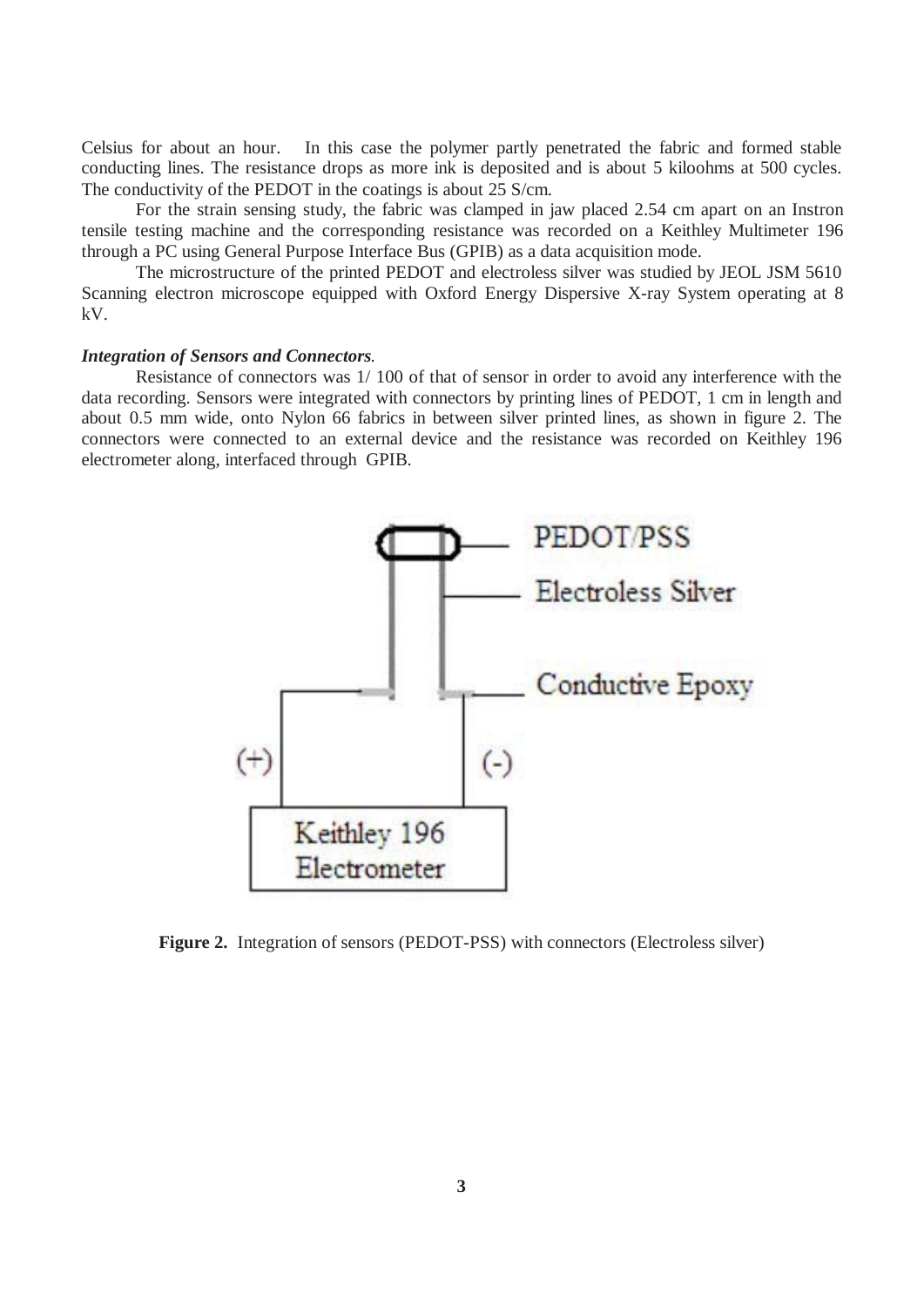Celsius for about an hour. In this case the polymer partly penetrated the fabric and formed stable conducting lines. The resistance drops as more ink is deposited and is about 5 kiloohms at 500 cycles. The conductivity of the PEDOT in the coatings is about 25 S/cm.

For the strain sensing study, the fabric was clamped in jaw placed 2.54 cm apart on an Instron tensile testing machine and the corresponding resistance was recorded on a Keithley Multimeter 196 through a PC using General Purpose Interface Bus (GPIB) as a data acquisition mode.

The microstructure of the printed PEDOT and electroless silver was studied by JEOL JSM 5610 Scanning electron microscope equipped with Oxford Energy Dispersive X-ray System operating at 8 kV.

***Integration of Sensors and Connectors.***

Resistance of connectors was 1/ 100 of that of sensor in order to avoid any interference with the data recording. Sensors were integrated with connectors by printing lines of PEDOT, 1 cm in length and about 0.5 mm wide, onto Nylon 66 fabrics in between silver printed lines, as shown in figure 2. The connectors were connected to an external device and the resistance was recorded on Keithley 196 electrometer along, interfaced through GPIB.

PEDOT/PSS

Electroless Silver

Conductive Epoxy

(+)

(-)

Keithley 196 Electrometer

**Figure 2.** Integration of sensors (PEDOT-PSS) with connectors (Electroless silver)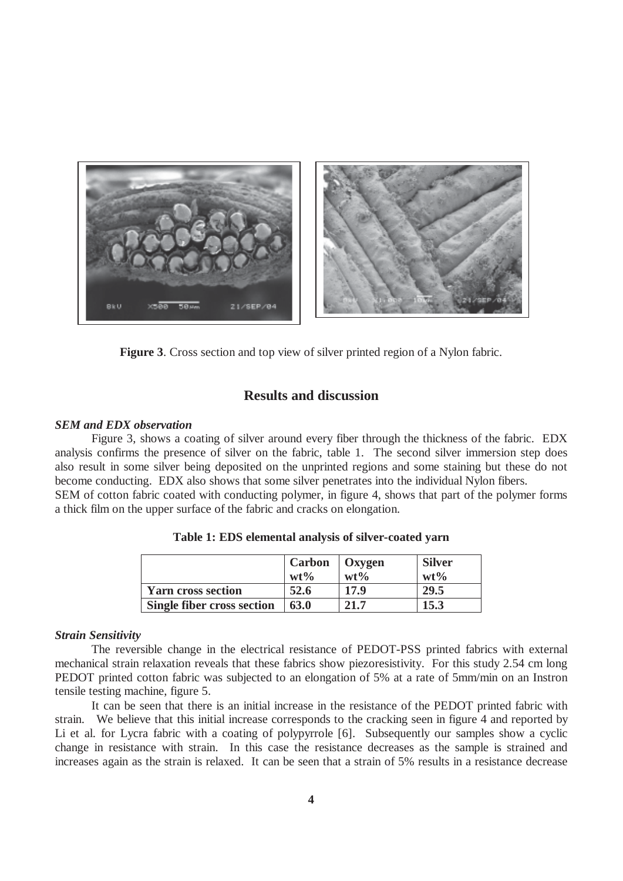**Figure 3**. Cross section and top view of silver printed region of a Nylon fabric.

## Results and discussion

### *SEM and EDX observation*

Figure 3, shows a coating of silver around every fiber through the thickness of the fabric. EDX analysis confirms the presence of silver on the fabric, table 1. The second silver immersion step does also result in some silver being deposited on the unprinted regions and some staining but these do not become conducting. EDX also shows that some silver penetrates into the individual Nylon fibers.
SEM of cotton fabric coated with conducting polymer, in figure 4, shows that part of the polymer forms a thick film on the upper surface of the fabric and cracks on elongation.

**Table 1: EDS elemental analysis of silver-coated yarn**

| | Carbon wt% | Oxygen wt% | Silver wt% |
|---|---|---|---|
| **Yarn cross section** | **52.6** | **17.9** | **29.5** |
| **Single fiber cross section** | **63.0** | **21.7** | **15.3** |

### *Strain Sensitivity*

The reversible change in the electrical resistance of PEDOT-PSS printed fabrics with external mechanical strain relaxation reveals that these fabrics show piezoresistivity. For this study 2.54 cm long PEDOT printed cotton fabric was subjected to an elongation of 5% at a rate of 5mm/min on an Instron tensile testing machine, figure 5.

It can be seen that there is an initial increase in the resistance of the PEDOT printed fabric with strain. We believe that this initial increase corresponds to the cracking seen in figure 4 and reported by Li et al. for Lycra fabric with a coating of polypyrrole [6]. Subsequently our samples show a cyclic change in resistance with strain. In this case the resistance decreases as the sample is strained and increases again as the strain is relaxed. It can be seen that a strain of 5% results in a resistance decrease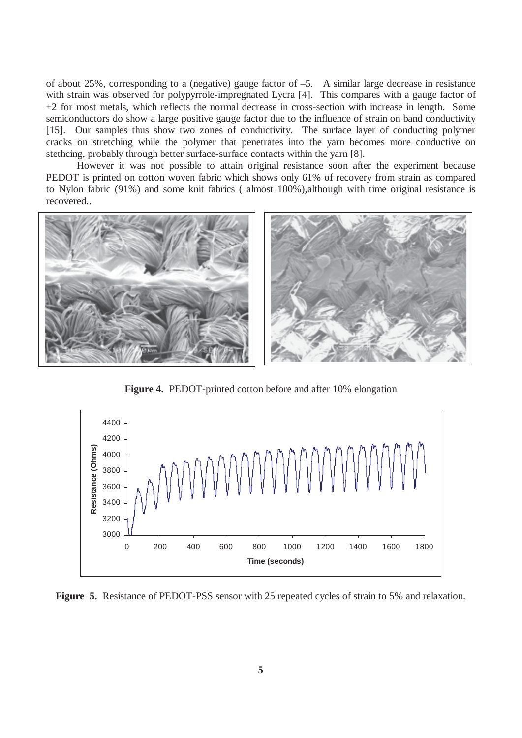of about 25%, corresponding to a (negative) gauge factor of –5. A similar large decrease in resistance with strain was observed for polypyrrole-impregnated Lycra [4]. This compares with a gauge factor of +2 for most metals, which reflects the normal decrease in cross-section with increase in length. Some semiconductors do show a large positive gauge factor due to the influence of strain on band conductivity [15]. Our samples thus show two zones of conductivity. The surface layer of conducting polymer cracks on stretching while the polymer that penetrates into the yarn becomes more conductive on stethcing, probably through better surface-surface contacts within the yarn [8].

However it was not possible to attain original resistance soon after the experiment because PEDOT is printed on cotton woven fabric which shows only 61% of recovery from strain as compared to Nylon fabric (91%) and some knit fabrics ( almost 100%),although with time original resistance is recovered..

**Figure 4.** PEDOT-printed cotton before and after 10% elongation

**Figure 5.** Resistance of PEDOT-PSS sensor with 25 repeated cycles of strain to 5% and relaxation.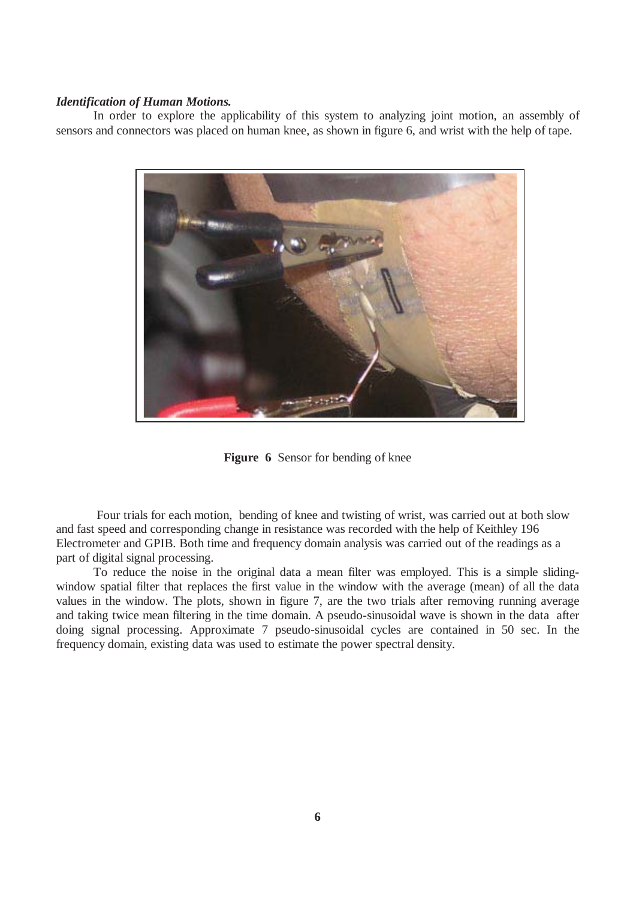***Identification of Human Motions.***

In order to explore the applicability of this system to analyzing joint motion, an assembly of sensors and connectors was placed on human knee, as shown in figure 6, and wrist with the help of tape.

**Figure 6** Sensor for bending of knee

Four trials for each motion, bending of knee and twisting of wrist, was carried out at both slow and fast speed and corresponding change in resistance was recorded with the help of Keithley 196 Electrometer and GPIB. Both time and frequency domain analysis was carried out of the readings as a part of digital signal processing.

To reduce the noise in the original data a mean filter was employed. This is a simple sliding-window spatial filter that replaces the first value in the window with the average (mean) of all the data values in the window. The plots, shown in figure 7, are the two trials after removing running average and taking twice mean filtering in the time domain. A pseudo-sinusoidal wave is shown in the data after doing signal processing. Approximate 7 pseudo-sinusoidal cycles are contained in 50 sec. In the frequency domain, existing data was used to estimate the power spectral density.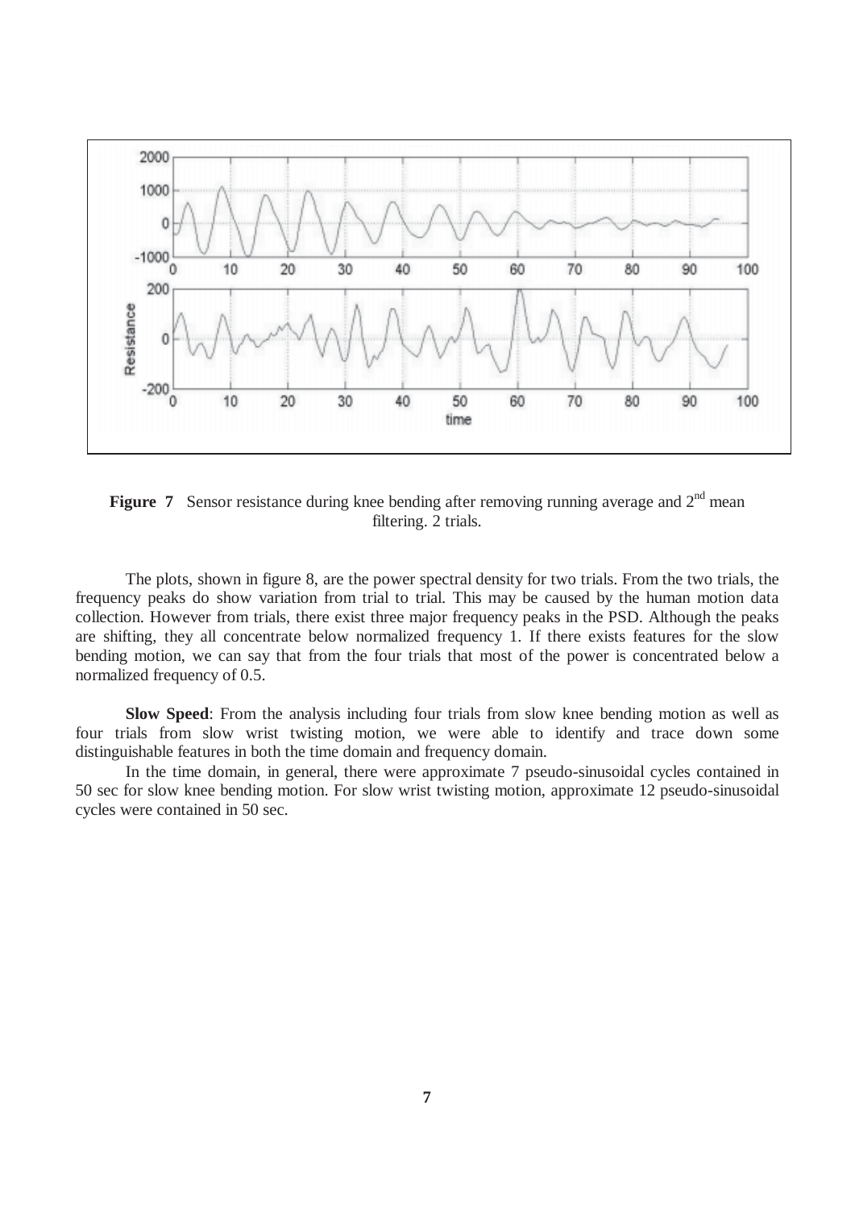**Figure 7** Sensor resistance during knee bending after removing running average and 2nd mean filtering. 2 trials.

The plots, shown in figure 8, are the power spectral density for two trials. From the two trials, the frequency peaks do show variation from trial to trial. This may be caused by the human motion data collection. However from trials, there exist three major frequency peaks in the PSD. Although the peaks are shifting, they all concentrate below normalized frequency 1. If there exists features for the slow bending motion, we can say that from the four trials that most of the power is concentrated below a normalized frequency of 0.5.

**Slow Speed**: From the analysis including four trials from slow knee bending motion as well as four trials from slow wrist twisting motion, we were able to identify and trace down some distinguishable features in both the time domain and frequency domain.

In the time domain, in general, there were approximate 7 pseudo-sinusoidal cycles contained in 50 sec for slow knee bending motion. For slow wrist twisting motion, approximate 12 pseudo-sinusoidal cycles were contained in 50 sec.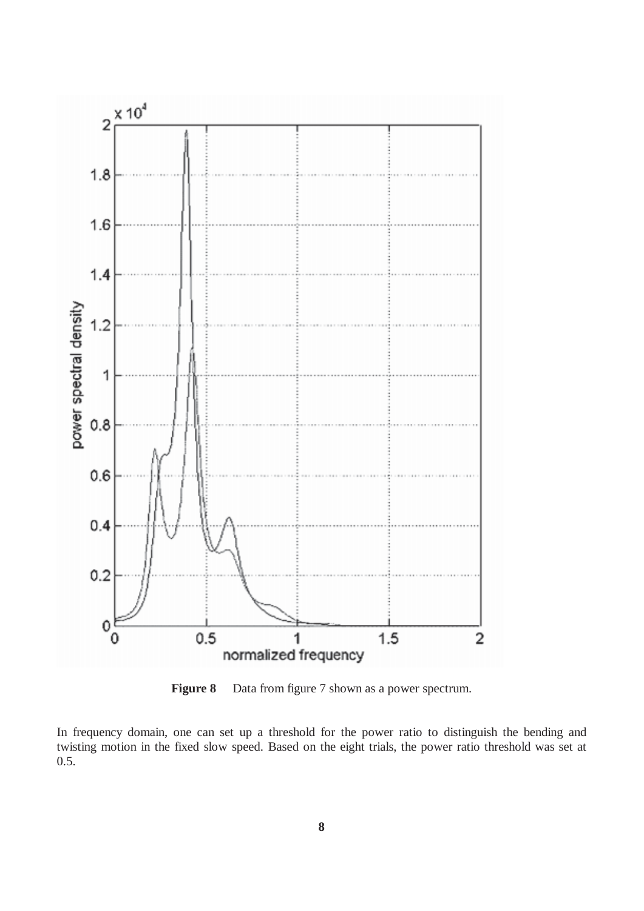**Figure 8** Data from figure 7 shown as a power spectrum.

In frequency domain, one can set up a threshold for the power ratio to distinguish the bending and twisting motion in the fixed slow speed. Based on the eight trials, the power ratio threshold was set at 0.5.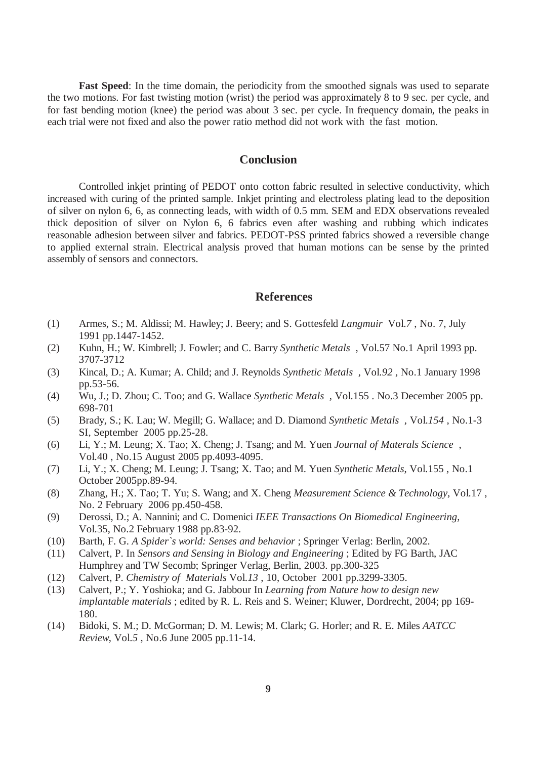**Fast Speed**: In the time domain, the periodicity from the smoothed signals was used to separate the two motions. For fast twisting motion (wrist) the period was approximately 8 to 9 sec. per cycle, and for fast bending motion (knee) the period was about 3 sec. per cycle. In frequency domain, the peaks in each trial were not fixed and also the power ratio method did not work with the fast motion.

## Conclusion

Controlled inkjet printing of PEDOT onto cotton fabric resulted in selective conductivity, which increased with curing of the printed sample. Inkjet printing and electroless plating lead to the deposition of silver on nylon 6, 6, as connecting leads, with width of 0.5 mm. SEM and EDX observations revealed thick deposition of silver on Nylon 6, 6 fabrics even after washing and rubbing which indicates reasonable adhesion between silver and fabrics. PEDOT-PSS printed fabrics showed a reversible change to applied external strain. Electrical analysis proved that human motions can be sense by the printed assembly of sensors and connectors.

## References

(1) Armes, S.; M. Aldissi; M. Hawley; J. Beery; and S. Gottesfeld *Langmuir* Vol.*7* , No. 7, July 1991 pp.1447-1452.

(2) Kuhn, H.; W. Kimbrell; J. Fowler; and C. Barry *Synthetic Metals* , Vol.57 No.1 April 1993 pp. 3707-3712

(3) Kincal, D.; A. Kumar; A. Child; and J. Reynolds *Synthetic Metals* , Vol.*92* , No.1 January 1998 pp.53-56.

(4) Wu, J.; D. Zhou; C. Too; and G. Wallace *Synthetic Metals* , Vol.155 . No.3 December 2005 pp. 698-701

(5) Brady, S.; K. Lau; W. Megill; G. Wallace; and D. Diamond *Synthetic Metals* , Vol.*154* , No.1-3 SI, September 2005 pp.25-28.

(6) Li, Y.; M. Leung; X. Tao; X. Cheng; J. Tsang; and M. Yuen *Journal of Materals Science* , Vol.40 , No.15 August 2005 pp.4093-4095.

(7) Li, Y.; X. Cheng; M. Leung; J. Tsang; X. Tao; and M. Yuen *Synthetic Metals*, Vol.155 , No.1 October 2005pp.89-94.

(8) Zhang, H.; X. Tao; T. Yu; S. Wang; and X. Cheng *Measurement Science & Technology*, Vol.17 , No. 2 February 2006 pp.450-458.

(9) Derossi, D.; A. Nannini; and C. Domenici *IEEE Transactions On Biomedical Engineering*, Vol.35, No.2 February 1988 pp.83-92.

(10) Barth, F. G. *A Spider`s world: Senses and behavior* ; Springer Verlag: Berlin, 2002.

(11) Calvert, P. In *Sensors and Sensing in Biology and Engineering* ; Edited by FG Barth, JAC Humphrey and TW Secomb; Springer Verlag, Berlin, 2003. pp.300-325

(12) Calvert, P. *Chemistry of Materials* Vol.*13* , 10, October 2001 pp.3299-3305.

(13) Calvert, P.; Y. Yoshioka; and G. Jabbour In *Learning from Nature how to design new implantable materials* ; edited by R. L. Reis and S. Weiner; Kluwer, Dordrecht, 2004; pp 169-180.

(14) Bidoki, S. M.; D. McGorman; D. M. Lewis; M. Clark; G. Horler; and R. E. Miles *AATCC Review*, Vol.*5* , No.6 June 2005 pp.11-14.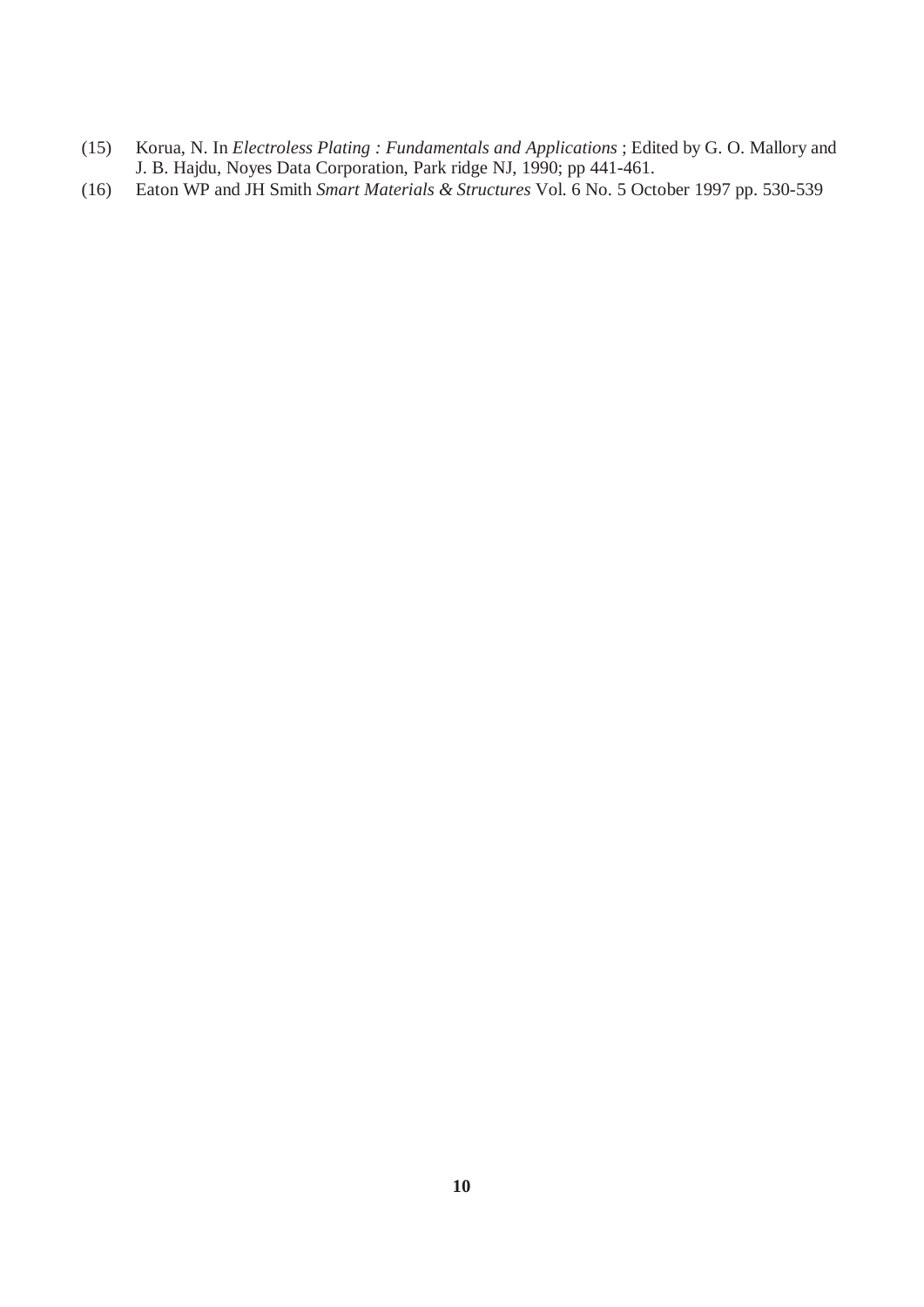(15) Korua, N. In *Electroless Plating : Fundamentals and Applications* ; Edited by G. O. Mallory and J. B. Hajdu, Noyes Data Corporation, Park ridge NJ, 1990; pp 441-461.

(16) Eaton WP and JH Smith *Smart Materials & Structures* Vol. 6 No. 5 October 1997 pp. 530-539